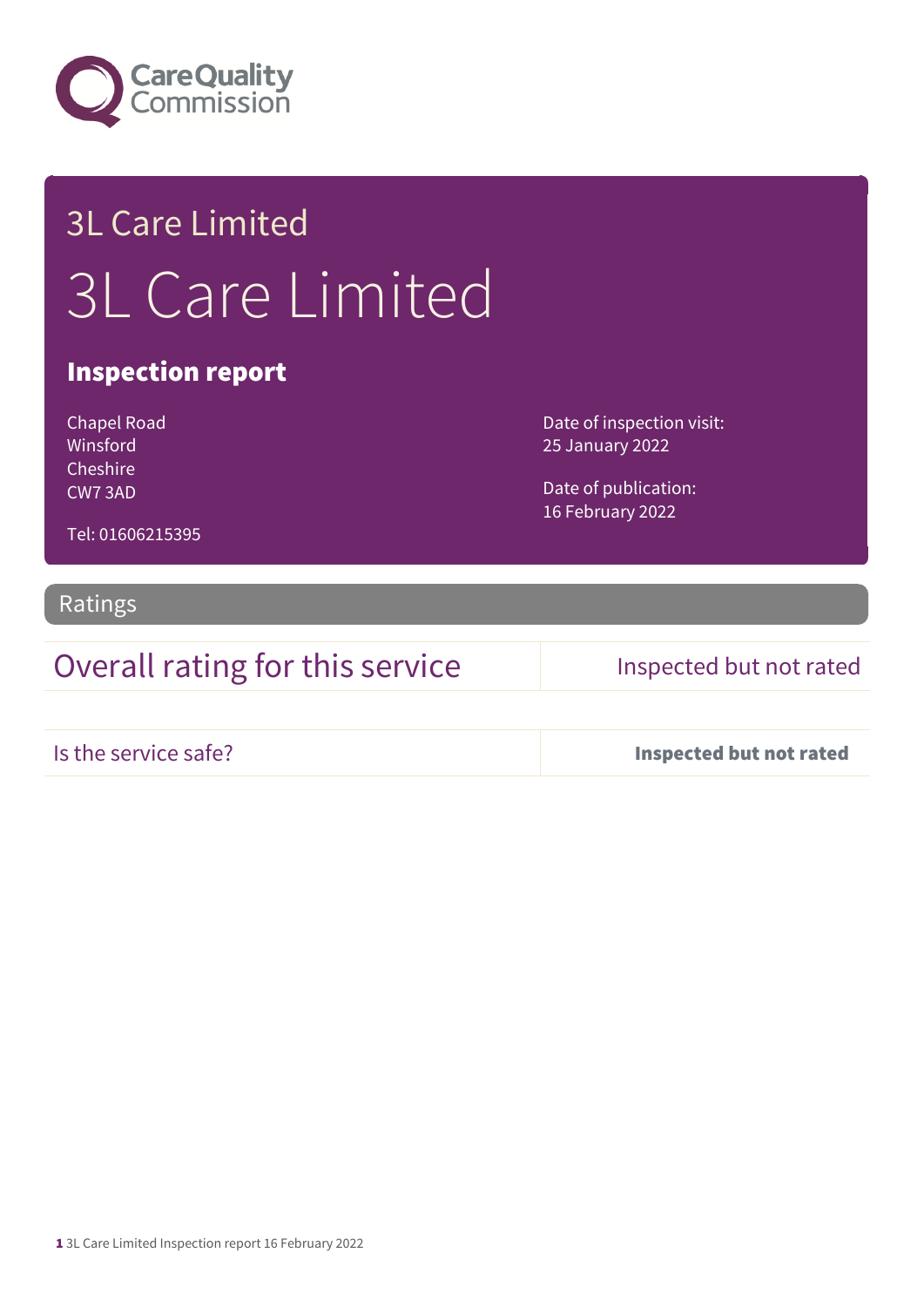Care Quality Commission

# 3L Care Limited

# 3L Care Limited

## Inspection report

Chapel Road
Winsford
Cheshire
CW7 3AD

Tel: 01606215395

Date of inspection visit:
25 January 2022

Date of publication:
16 February 2022

## Ratings

| Overall rating for this service | Inspected but not rated |
|---|---|
| Is the service safe? | **Inspected but not rated** |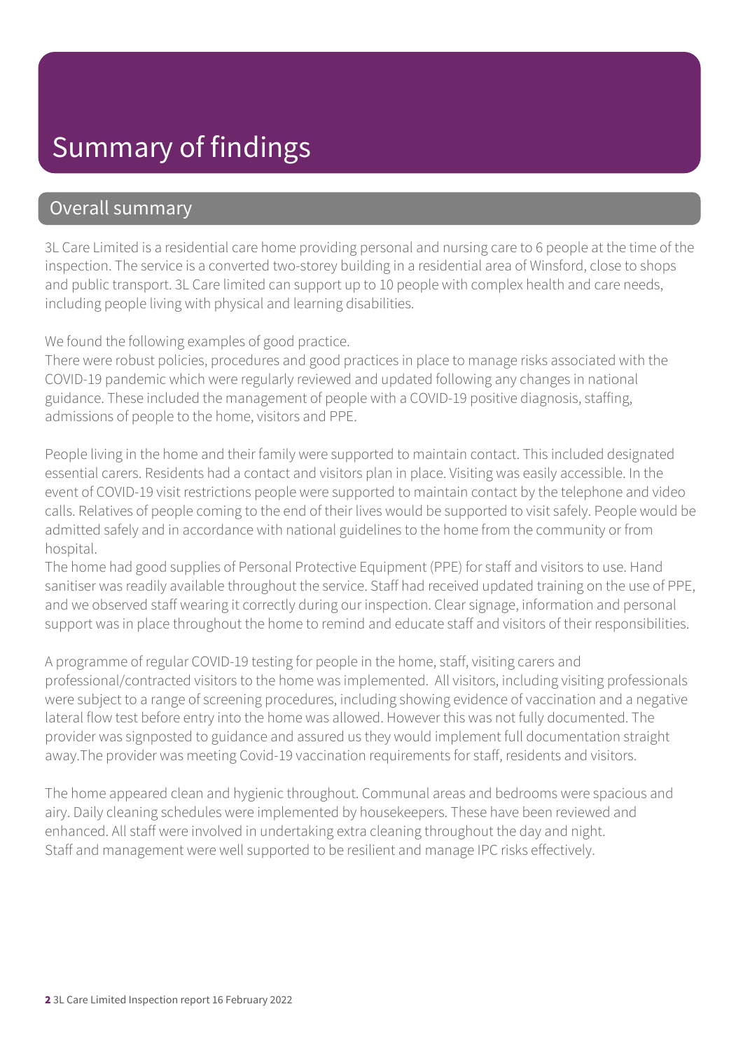# Summary of findings

## Overall summary

3L Care Limited is a residential care home providing personal and nursing care to 6 people at the time of the inspection. The service is a converted two-storey building in a residential area of Winsford, close to shops and public transport. 3L Care limited can support up to 10 people with complex health and care needs, including people living with physical and learning disabilities.

We found the following examples of good practice.
There were robust policies, procedures and good practices in place to manage risks associated with the COVID-19 pandemic which were regularly reviewed and updated following any changes in national guidance. These included the management of people with a COVID-19 positive diagnosis, staffing, admissions of people to the home, visitors and PPE.

People living in the home and their family were supported to maintain contact. This included designated essential carers. Residents had a contact and visitors plan in place. Visiting was easily accessible. In the event of COVID-19 visit restrictions people were supported to maintain contact by the telephone and video calls. Relatives of people coming to the end of their lives would be supported to visit safely. People would be admitted safely and in accordance with national guidelines to the home from the community or from hospital.
The home had good supplies of Personal Protective Equipment (PPE) for staff and visitors to use. Hand sanitiser was readily available throughout the service. Staff had received updated training on the use of PPE, and we observed staff wearing it correctly during our inspection. Clear signage, information and personal support was in place throughout the home to remind and educate staff and visitors of their responsibilities.

A programme of regular COVID-19 testing for people in the home, staff, visiting carers and professional/contracted visitors to the home was implemented. All visitors, including visiting professionals were subject to a range of screening procedures, including showing evidence of vaccination and a negative lateral flow test before entry into the home was allowed. However this was not fully documented. The provider was signposted to guidance and assured us they would implement full documentation straight away.The provider was meeting Covid-19 vaccination requirements for staff, residents and visitors.

The home appeared clean and hygienic throughout. Communal areas and bedrooms were spacious and airy. Daily cleaning schedules were implemented by housekeepers. These have been reviewed and enhanced. All staff were involved in undertaking extra cleaning throughout the day and night.
Staff and management were well supported to be resilient and manage IPC risks effectively.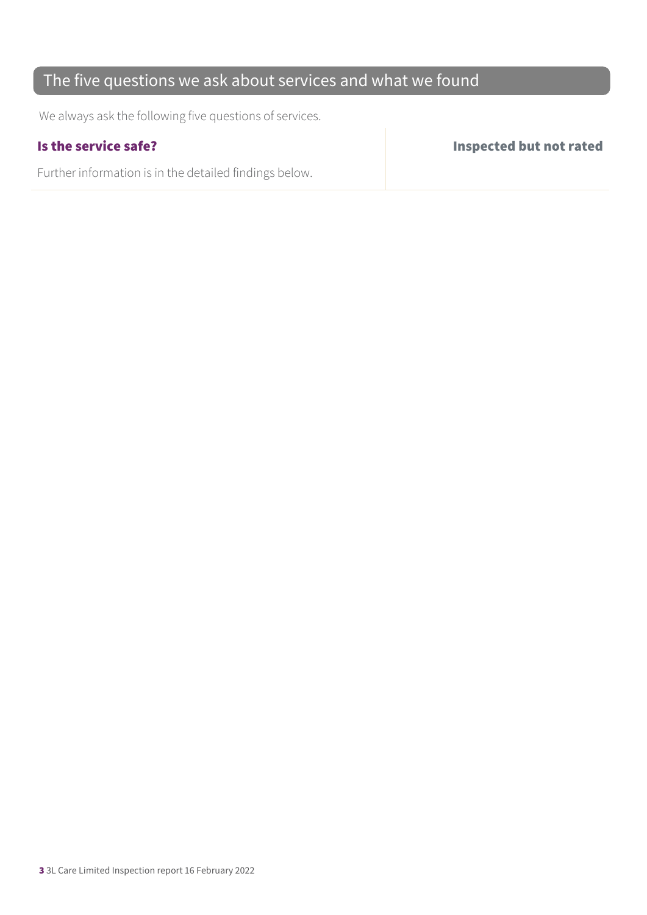## The five questions we ask about services and what we found

We always ask the following five questions of services.

| **Is the service safe?** | **Inspected but not rated** |
| --- | --- |
| Further information is in the detailed findings below. | |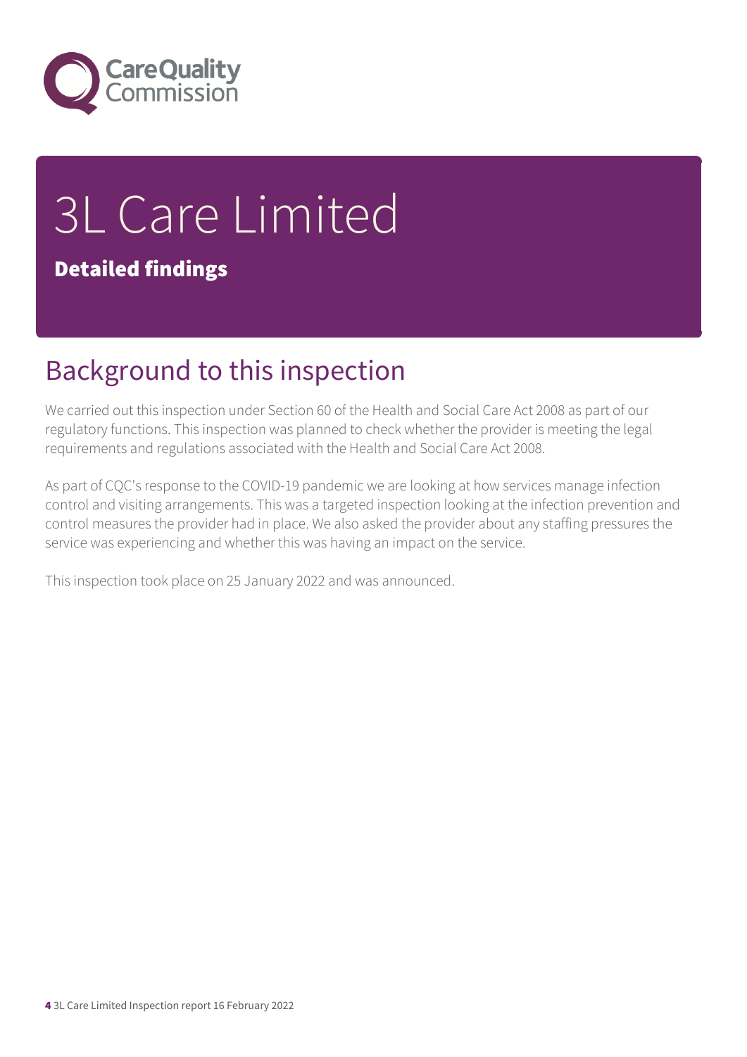# 3L Care Limited

**Detailed findings**

## Background to this inspection

We carried out this inspection under Section 60 of the Health and Social Care Act 2008 as part of our regulatory functions. This inspection was planned to check whether the provider is meeting the legal requirements and regulations associated with the Health and Social Care Act 2008.

As part of CQC's response to the COVID-19 pandemic we are looking at how services manage infection control and visiting arrangements. This was a targeted inspection looking at the infection prevention and control measures the provider had in place. We also asked the provider about any staffing pressures the service was experiencing and whether this was having an impact on the service.

This inspection took place on 25 January 2022 and was announced.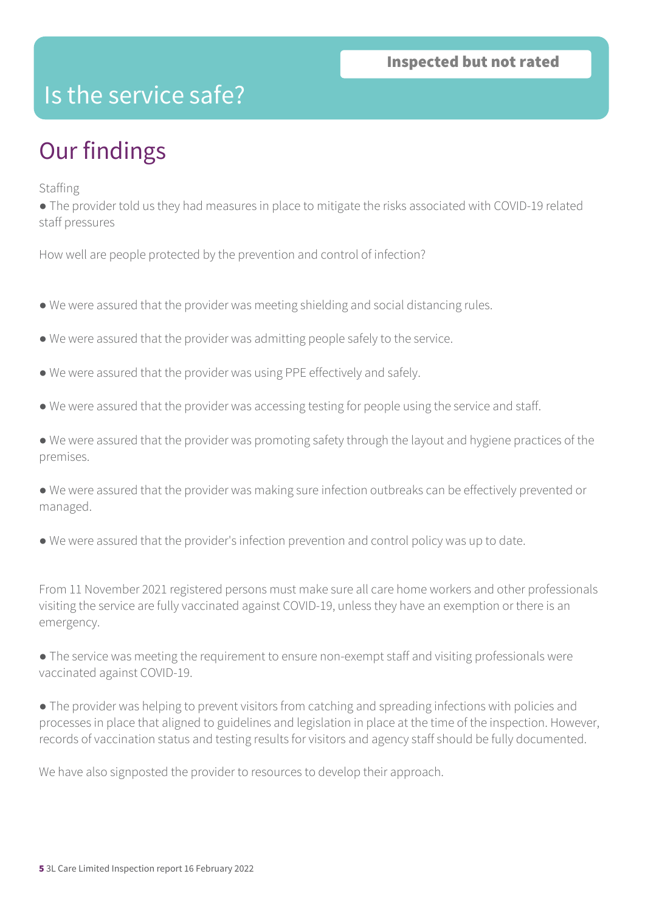# Is the service safe?

**Inspected but not rated**

## Our findings

Staffing

- The provider told us they had measures in place to mitigate the risks associated with COVID-19 related staff pressures

How well are people protected by the prevention and control of infection?

- We were assured that the provider was meeting shielding and social distancing rules.
- We were assured that the provider was admitting people safely to the service.
- We were assured that the provider was using PPE effectively and safely.
- We were assured that the provider was accessing testing for people using the service and staff.
- We were assured that the provider was promoting safety through the layout and hygiene practices of the premises.
- We were assured that the provider was making sure infection outbreaks can be effectively prevented or managed.
- We were assured that the provider's infection prevention and control policy was up to date.

From 11 November 2021 registered persons must make sure all care home workers and other professionals visiting the service are fully vaccinated against COVID-19, unless they have an exemption or there is an emergency.

- The service was meeting the requirement to ensure non-exempt staff and visiting professionals were vaccinated against COVID-19.

- The provider was helping to prevent visitors from catching and spreading infections with policies and processes in place that aligned to guidelines and legislation in place at the time of the inspection. However, records of vaccination status and testing results for visitors and agency staff should be fully documented.

We have also signposted the provider to resources to develop their approach.